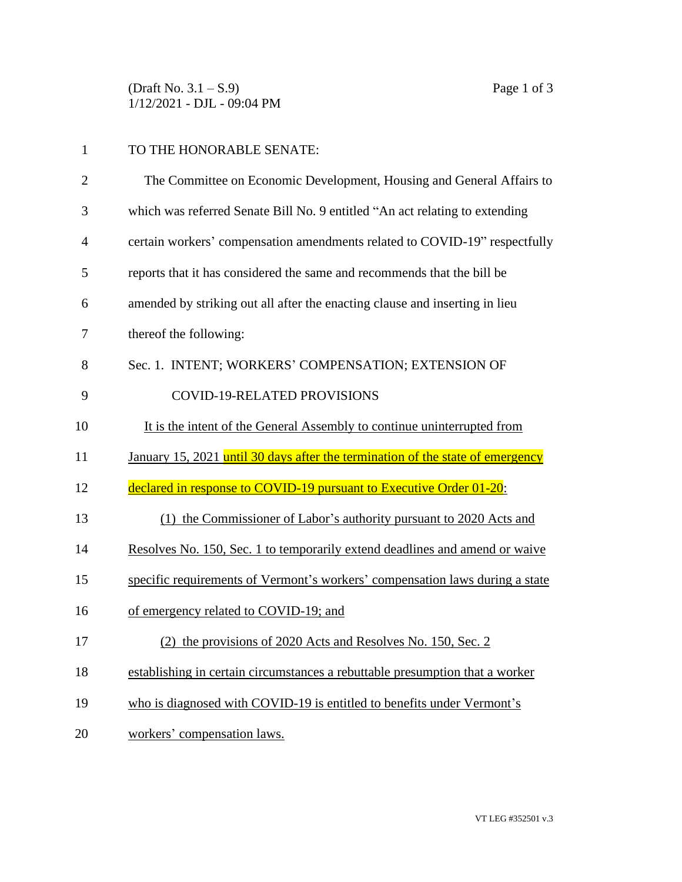TO THE HONORABLE SENATE:

The Committee on Economic Development, Housing and General Affairs to which was referred Senate Bill No. 9 entitled "An act relating to extending certain workers' compensation amendments related to COVID-19" respectfully reports that it has considered the same and recommends that the bill be amended by striking out all after the enacting clause and inserting in lieu thereof the following:

Sec. 1. INTENT; WORKERS' COMPENSATION; EXTENSION OF COVID-19-RELATED PROVISIONS

It is the intent of the General Assembly to continue uninterrupted from January 15, 2021 until 30 days after the termination of the state of emergency declared in response to COVID-19 pursuant to Executive Order 01-20:

(1) the Commissioner of Labor's authority pursuant to 2020 Acts and Resolves No. 150, Sec. 1 to temporarily extend deadlines and amend or waive specific requirements of Vermont's workers' compensation laws during a state of emergency related to COVID-19; and

(2) the provisions of 2020 Acts and Resolves No. 150, Sec. 2 establishing in certain circumstances a rebuttable presumption that a worker who is diagnosed with COVID-19 is entitled to benefits under Vermont's workers' compensation laws.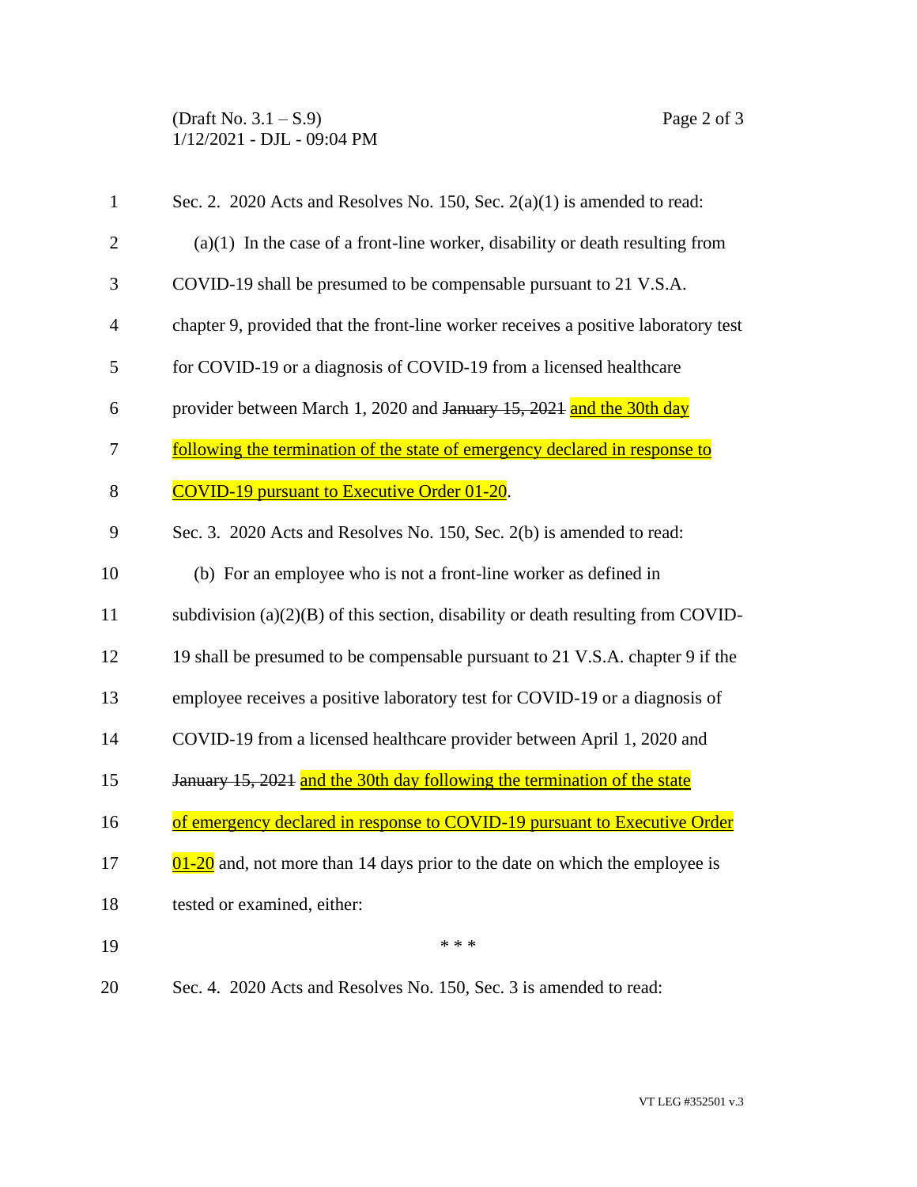Sec. 2. 2020 Acts and Resolves No. 150, Sec. 2(a)(1) is amended to read:

(a)(1) In the case of a front-line worker, disability or death resulting from COVID-19 shall be presumed to be compensable pursuant to 21 V.S.A. chapter 9, provided that the front-line worker receives a positive laboratory test for COVID-19 or a diagnosis of COVID-19 from a licensed healthcare provider between March 1, 2020 and ~~January 15, 2021~~ <u>and the 30th day following the termination of the state of emergency declared in response to COVID-19 pursuant to Executive Order 01-20</u>.

Sec. 3. 2020 Acts and Resolves No. 150, Sec. 2(b) is amended to read:

(b) For an employee who is not a front-line worker as defined in subdivision (a)(2)(B) of this section, disability or death resulting from COVID-19 shall be presumed to be compensable pursuant to 21 V.S.A. chapter 9 if the employee receives a positive laboratory test for COVID-19 or a diagnosis of COVID-19 from a licensed healthcare provider between April 1, 2020 and ~~January 15, 2021~~ <u>and the 30th day following the termination of the state of emergency declared in response to COVID-19 pursuant to Executive Order 01-20</u> and, not more than 14 days prior to the date on which the employee is tested or examined, either:

\* \* \*

Sec. 4. 2020 Acts and Resolves No. 150, Sec. 3 is amended to read: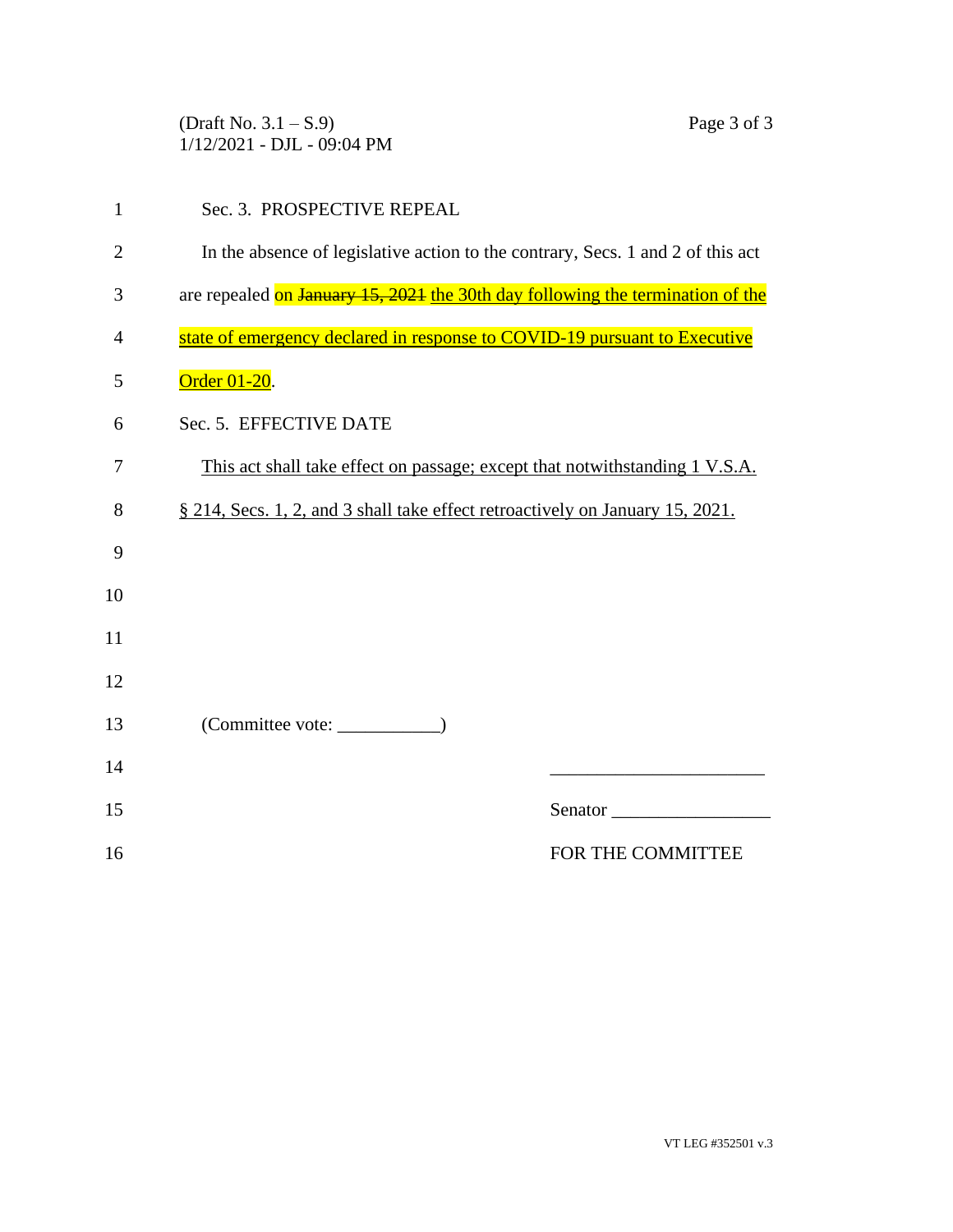Sec. 3. PROSPECTIVE REPEAL

In the absence of legislative action to the contrary, Secs. 1 and 2 of this act are repealed on ~~January 15, 2021~~ <u>the 30th day following the termination of the state of emergency declared in response to COVID-19 pursuant to Executive Order 01-20</u>.

Sec. 5. EFFECTIVE DATE

<u>This act shall take effect on passage; except that notwithstanding 1 V.S.A. § 214, Secs. 1, 2, and 3 shall take effect retroactively on January 15, 2021.</u>

(Committee vote: ___________)

_______________________

Senator _________________

FOR THE COMMITTEE